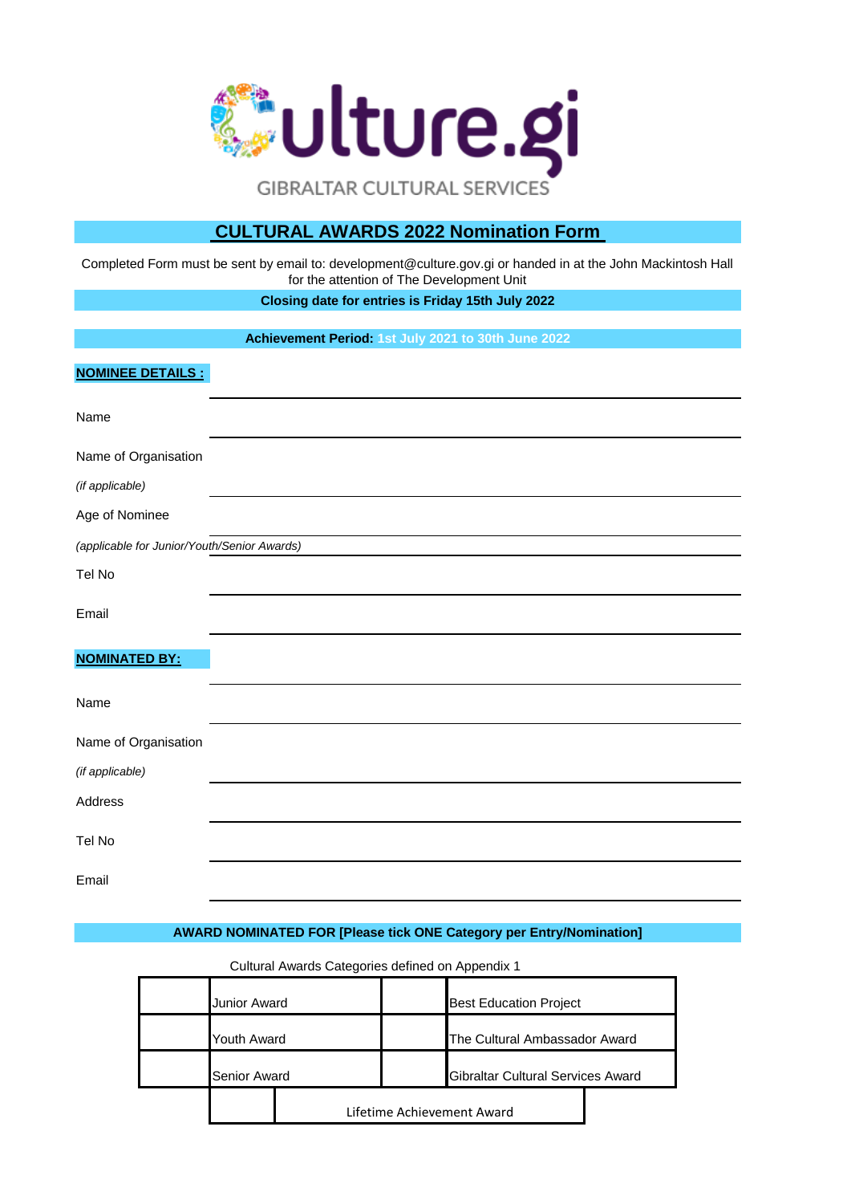ulture.gi

GIBRALTAR CULTURAL SERVICES

# CULTURAL AWARDS 2022 Nomination Form

Completed Form must be sent by email to: development@culture.gov.gi or handed in at the John Mackintosh Hall for the attention of The Development Unit

**Closing date for entries is Friday 15th July 2022**

**Achievement Period:** 1st July 2021 to 30th June 2022

**NOMINEE DETAILS :**

Name

Name of Organisation

*(if applicable)*

Age of Nominee

*(applicable for Junior/Youth/Senior Awards)*

Tel No

Email

**NOMINATED BY:**

Name

Name of Organisation

*(if applicable)*

Address

Tel No

Email

**AWARD NOMINATED FOR [Please tick ONE Category per Entry/Nomination]**

Cultural Awards Categories defined on Appendix 1

| | | | |
|---|---|---|---|
| | Junior Award | | Best Education Project |
| | Youth Award | | The Cultural Ambassador Award |
| | Senior Award | | Gibraltar Cultural Services Award |
| | Lifetime Achievement Award | | |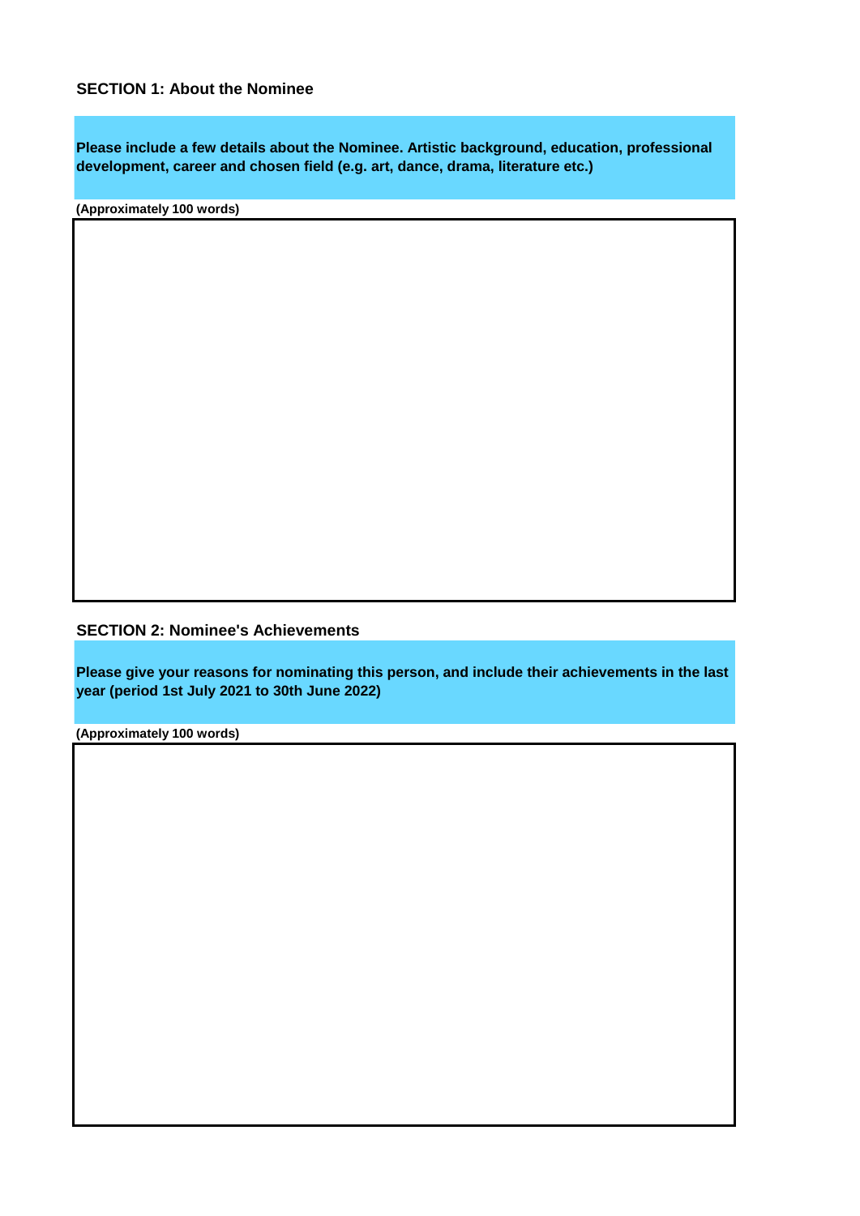## SECTION 1: About the Nominee

**Please include a few details about the Nominee. Artistic background, education, professional development, career and chosen field (e.g. art, dance, drama, literature etc.)**

**(Approximately 100 words)**

## SECTION 2: Nominee's Achievements

**Please give your reasons for nominating this person, and include their achievements in the last year (period 1st July 2021 to 30th June 2022)**

**(Approximately 100 words)**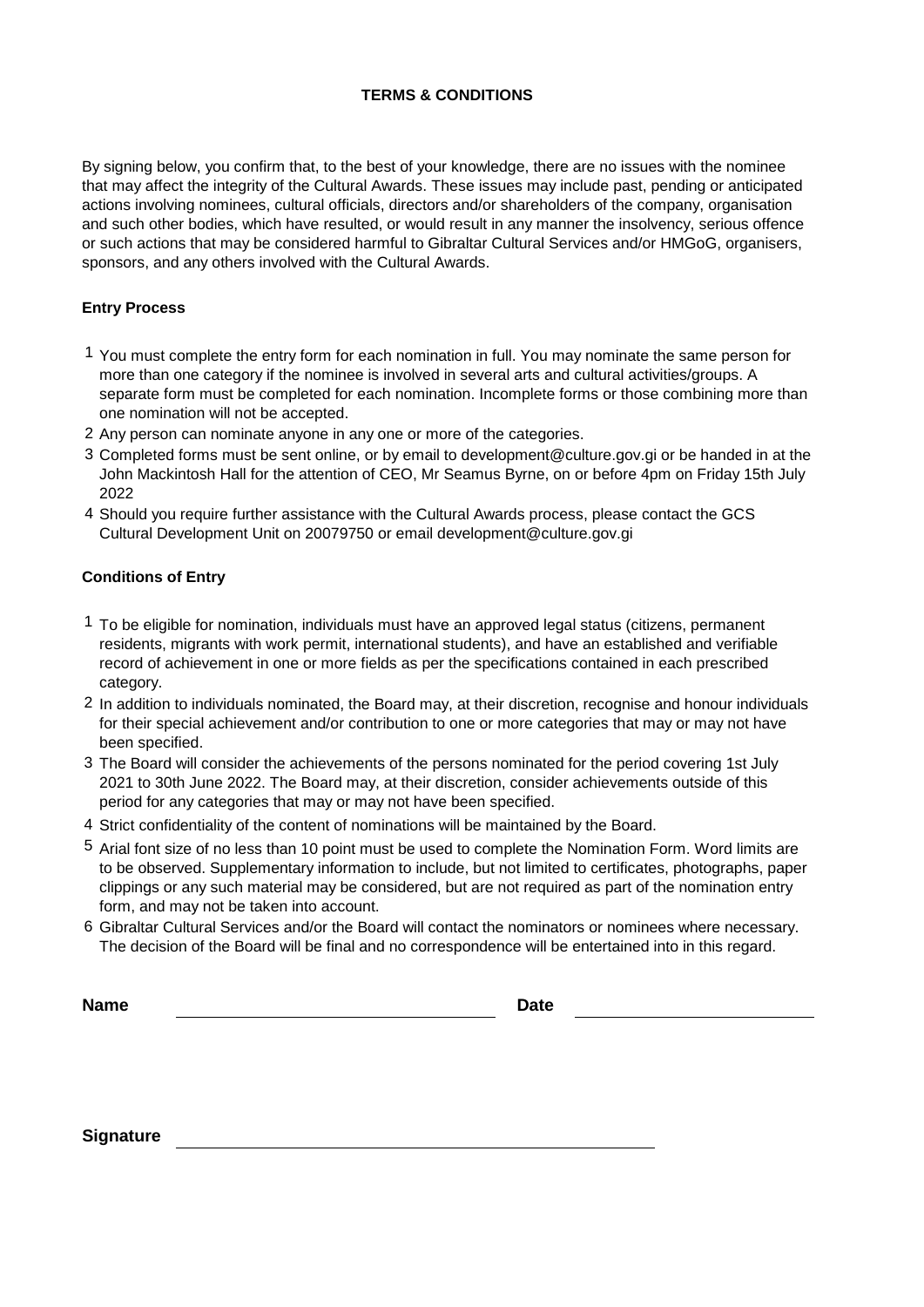## TERMS & CONDITIONS

By signing below, you confirm that, to the best of your knowledge, there are no issues with the nominee that may affect the integrity of the Cultural Awards. These issues may include past, pending or anticipated actions involving nominees, cultural officials, directors and/or shareholders of the company, organisation and such other bodies, which have resulted, or would result in any manner the insolvency, serious offence or such actions that may be considered harmful to Gibraltar Cultural Services and/or HMGoG, organisers, sponsors, and any others involved with the Cultural Awards.

### Entry Process

1. You must complete the entry form for each nomination in full. You may nominate the same person for more than one category if the nominee is involved in several arts and cultural activities/groups. A separate form must be completed for each nomination. Incomplete forms or those combining more than one nomination will not be accepted.
2. Any person can nominate anyone in any one or more of the categories.
3. Completed forms must be sent online, or by email to development@culture.gov.gi or be handed in at the John Mackintosh Hall for the attention of CEO, Mr Seamus Byrne, on or before 4pm on Friday 15th July 2022
4. Should you require further assistance with the Cultural Awards process, please contact the GCS Cultural Development Unit on 20079750 or email development@culture.gov.gi

### Conditions of Entry

1. To be eligible for nomination, individuals must have an approved legal status (citizens, permanent residents, migrants with work permit, international students), and have an established and verifiable record of achievement in one or more fields as per the specifications contained in each prescribed category.
2. In addition to individuals nominated, the Board may, at their discretion, recognise and honour individuals for their special achievement and/or contribution to one or more categories that may or may not have been specified.
3. The Board will consider the achievements of the persons nominated for the period covering 1st July 2021 to 30th June 2022. The Board may, at their discretion, consider achievements outside of this period for any categories that may or may not have been specified.
4. Strict confidentiality of the content of nominations will be maintained by the Board.
5. Arial font size of no less than 10 point must be used to complete the Nomination Form. Word limits are to be observed. Supplementary information to include, but not limited to certificates, photographs, paper clippings or any such material may be considered, but are not required as part of the nomination entry form, and may not be taken into account.
6. Gibraltar Cultural Services and/or the Board will contact the nominators or nominees where necessary. The decision of the Board will be final and no correspondence will be entertained into in this regard.

**Name** ______________________________ **Date** ______________________

**Signature** ______________________________________________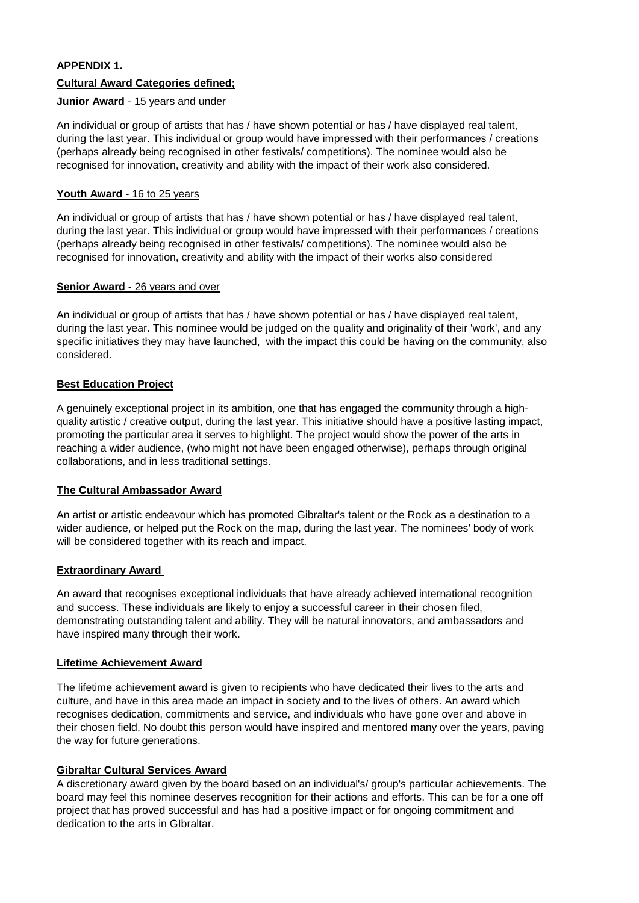**APPENDIX 1.**

**Cultural Award Categories defined;**

**Junior Award** - 15 years and under

An individual or group of artists that has / have shown potential or has / have displayed real talent, during the last year. This individual or group would have impressed with their performances / creations (perhaps already being recognised in other festivals/ competitions). The nominee would also be recognised for innovation, creativity and ability with the impact of their work also considered.

**Youth Award** - 16 to 25 years

An individual or group of artists that has / have shown potential or has / have displayed real talent, during the last year. This individual or group would have impressed with their performances / creations (perhaps already being recognised in other festivals/ competitions). The nominee would also be recognised for innovation, creativity and ability with the impact of their works also considered

**Senior Award** - 26 years and over

An individual or group of artists that has / have shown potential or has / have displayed real talent, during the last year. This nominee would be judged on the quality and originality of their 'work', and any specific initiatives they may have launched, with the impact this could be having on the community, also considered.

**Best Education Project**

A genuinely exceptional project in its ambition, one that has engaged the community through a high-quality artistic / creative output, during the last year. This initiative should have a positive lasting impact, promoting the particular area it serves to highlight. The project would show the power of the arts in reaching a wider audience, (who might not have been engaged otherwise), perhaps through original collaborations, and in less traditional settings.

**The Cultural Ambassador Award**

An artist or artistic endeavour which has promoted Gibraltar's talent or the Rock as a destination to a wider audience, or helped put the Rock on the map, during the last year. The nominees' body of work will be considered together with its reach and impact.

**Extraordinary Award**

An award that recognises exceptional individuals that have already achieved international recognition and success. These individuals are likely to enjoy a successful career in their chosen filed, demonstrating outstanding talent and ability. They will be natural innovators, and ambassadors and have inspired many through their work.

**Lifetime Achievement Award**

The lifetime achievement award is given to recipients who have dedicated their lives to the arts and culture, and have in this area made an impact in society and to the lives of others. An award which recognises dedication, commitments and service, and individuals who have gone over and above in their chosen field. No doubt this person would have inspired and mentored many over the years, paving the way for future generations.

**Gibraltar Cultural Services Award**

A discretionary award given by the board based on an individual's/ group's particular achievements. The board may feel this nominee deserves recognition for their actions and efforts. This can be for a one off project that has proved successful and has had a positive impact or for ongoing commitment and dedication to the arts in GIbraltar.